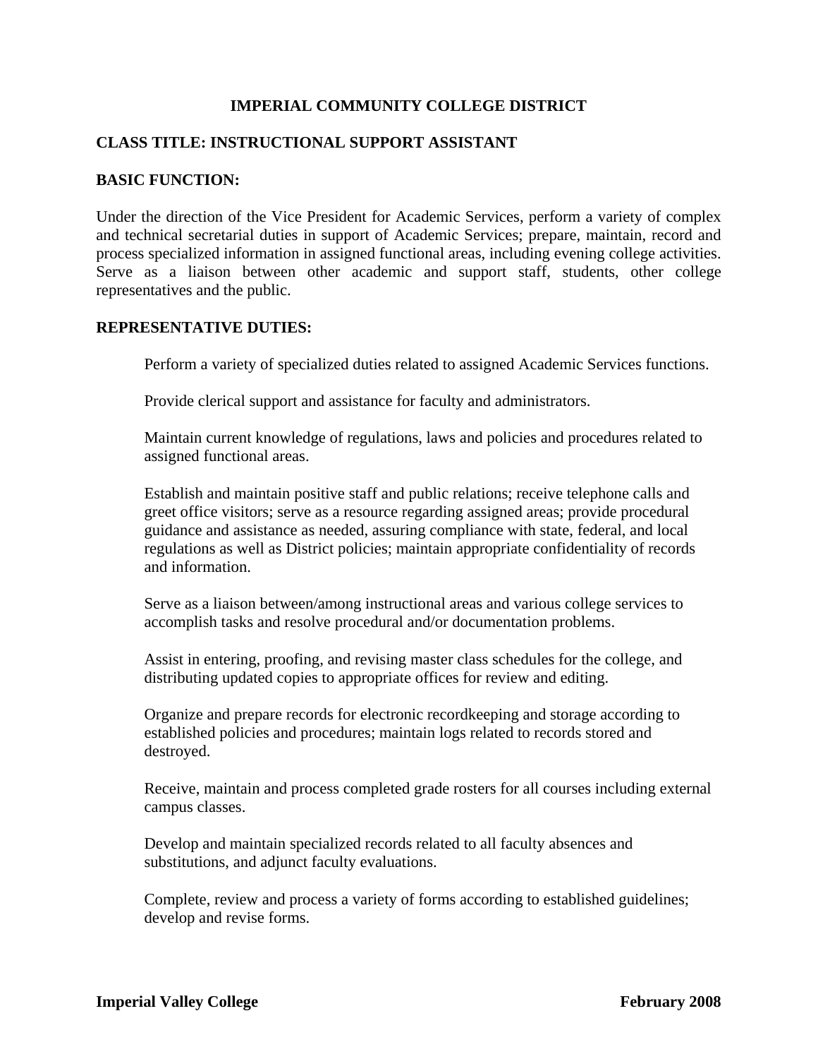# IMPERIAL COMMUNITY COLLEGE DISTRICT

## CLASS TITLE: INSTRUCTIONAL SUPPORT ASSISTANT

## BASIC FUNCTION:

Under the direction of the Vice President for Academic Services, perform a variety of complex and technical secretarial duties in support of Academic Services; prepare, maintain, record and process specialized information in assigned functional areas, including evening college activities. Serve as a liaison between other academic and support staff, students, other college representatives and the public.

## REPRESENTATIVE DUTIES:

Perform a variety of specialized duties related to assigned Academic Services functions.

Provide clerical support and assistance for faculty and administrators.

Maintain current knowledge of regulations, laws and policies and procedures related to assigned functional areas.

Establish and maintain positive staff and public relations; receive telephone calls and greet office visitors; serve as a resource regarding assigned areas; provide procedural guidance and assistance as needed, assuring compliance with state, federal, and local regulations as well as District policies; maintain appropriate confidentiality of records and information.

Serve as a liaison between/among instructional areas and various college services to accomplish tasks and resolve procedural and/or documentation problems.

Assist in entering, proofing, and revising master class schedules for the college, and distributing updated copies to appropriate offices for review and editing.

Organize and prepare records for electronic recordkeeping and storage according to established policies and procedures; maintain logs related to records stored and destroyed.

Receive, maintain and process completed grade rosters for all courses including external campus classes.

Develop and maintain specialized records related to all faculty absences and substitutions, and adjunct faculty evaluations.

Complete, review and process a variety of forms according to established guidelines; develop and revise forms.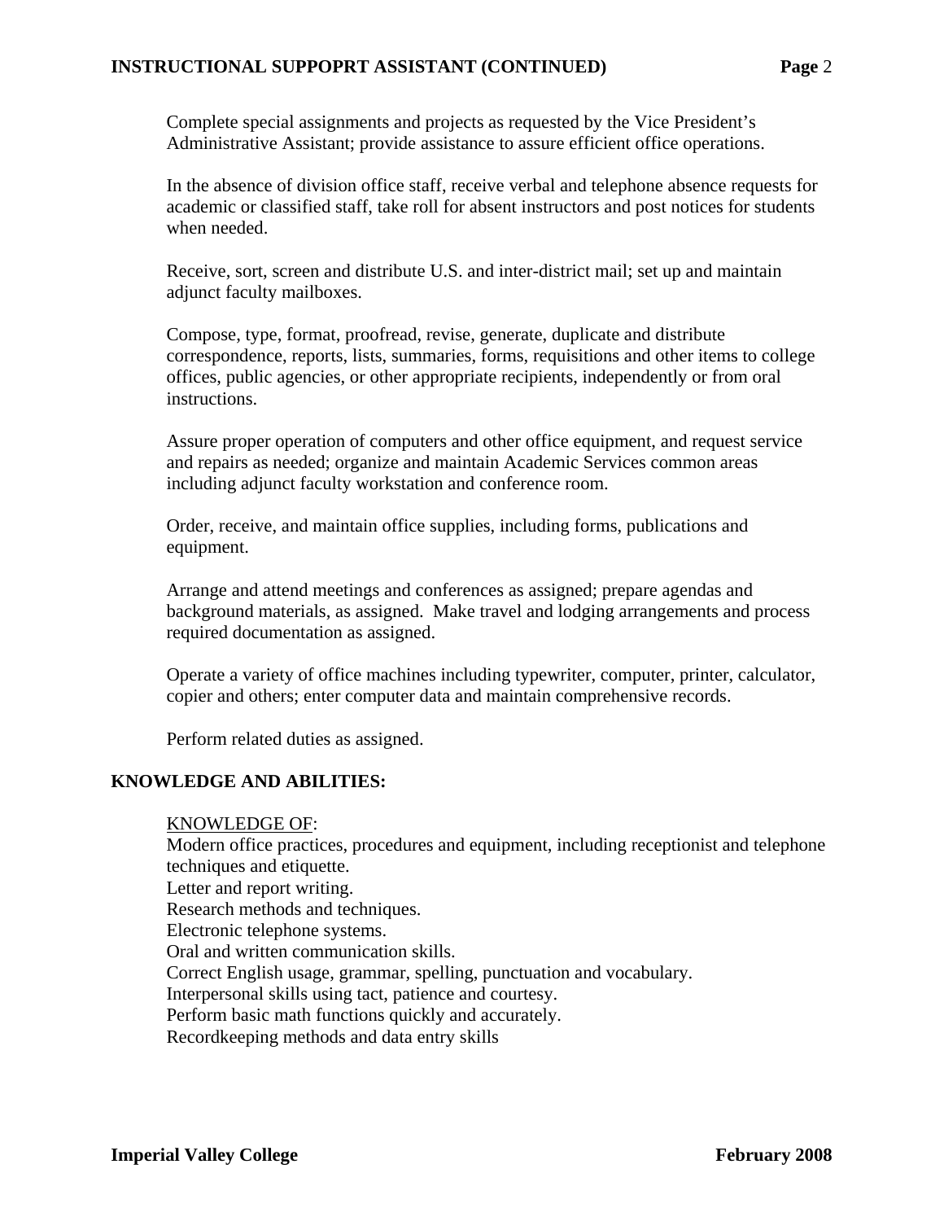Complete special assignments and projects as requested by the Vice President's Administrative Assistant; provide assistance to assure efficient office operations.

In the absence of division office staff, receive verbal and telephone absence requests for academic or classified staff, take roll for absent instructors and post notices for students when needed.

Receive, sort, screen and distribute U.S. and inter-district mail; set up and maintain adjunct faculty mailboxes.

Compose, type, format, proofread, revise, generate, duplicate and distribute correspondence, reports, lists, summaries, forms, requisitions and other items to college offices, public agencies, or other appropriate recipients, independently or from oral instructions.

Assure proper operation of computers and other office equipment, and request service and repairs as needed; organize and maintain Academic Services common areas including adjunct faculty workstation and conference room.

Order, receive, and maintain office supplies, including forms, publications and equipment.

Arrange and attend meetings and conferences as assigned; prepare agendas and background materials, as assigned. Make travel and lodging arrangements and process required documentation as assigned.

Operate a variety of office machines including typewriter, computer, printer, calculator, copier and others; enter computer data and maintain comprehensive records.

Perform related duties as assigned.

## KNOWLEDGE AND ABILITIES:

KNOWLEDGE OF:

Modern office practices, procedures and equipment, including receptionist and telephone techniques and etiquette.
Letter and report writing.
Research methods and techniques.
Electronic telephone systems.
Oral and written communication skills.
Correct English usage, grammar, spelling, punctuation and vocabulary.
Interpersonal skills using tact, patience and courtesy.
Perform basic math functions quickly and accurately.
Recordkeeping methods and data entry skills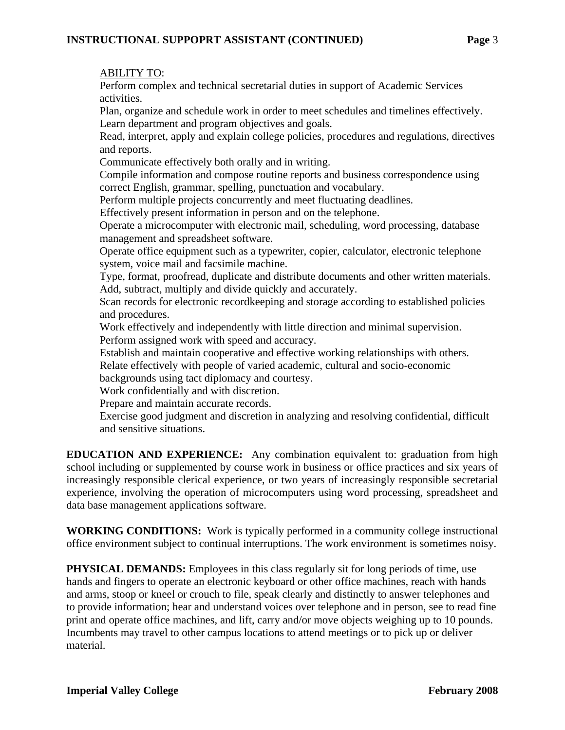ABILITY TO:

Perform complex and technical secretarial duties in support of Academic Services activities.
Plan, organize and schedule work in order to meet schedules and timelines effectively.
Learn department and program objectives and goals.
Read, interpret, apply and explain college policies, procedures and regulations, directives and reports.
Communicate effectively both orally and in writing.
Compile information and compose routine reports and business correspondence using correct English, grammar, spelling, punctuation and vocabulary.
Perform multiple projects concurrently and meet fluctuating deadlines.
Effectively present information in person and on the telephone.
Operate a microcomputer with electronic mail, scheduling, word processing, database management and spreadsheet software.
Operate office equipment such as a typewriter, copier, calculator, electronic telephone system, voice mail and facsimile machine.
Type, format, proofread, duplicate and distribute documents and other written materials.
Add, subtract, multiply and divide quickly and accurately.
Scan records for electronic recordkeeping and storage according to established policies and procedures.
Work effectively and independently with little direction and minimal supervision.
Perform assigned work with speed and accuracy.
Establish and maintain cooperative and effective working relationships with others.
Relate effectively with people of varied academic, cultural and socio-economic backgrounds using tact diplomacy and courtesy.
Work confidentially and with discretion.
Prepare and maintain accurate records.
Exercise good judgment and discretion in analyzing and resolving confidential, difficult and sensitive situations.

**EDUCATION AND EXPERIENCE:** Any combination equivalent to: graduation from high school including or supplemented by course work in business or office practices and six years of increasingly responsible clerical experience, or two years of increasingly responsible secretarial experience, involving the operation of microcomputers using word processing, spreadsheet and data base management applications software.

**WORKING CONDITIONS:** Work is typically performed in a community college instructional office environment subject to continual interruptions. The work environment is sometimes noisy.

**PHYSICAL DEMANDS:** Employees in this class regularly sit for long periods of time, use hands and fingers to operate an electronic keyboard or other office machines, reach with hands and arms, stoop or kneel or crouch to file, speak clearly and distinctly to answer telephones and to provide information; hear and understand voices over telephone and in person, see to read fine print and operate office machines, and lift, carry and/or move objects weighing up to 10 pounds. Incumbents may travel to other campus locations to attend meetings or to pick up or deliver material.